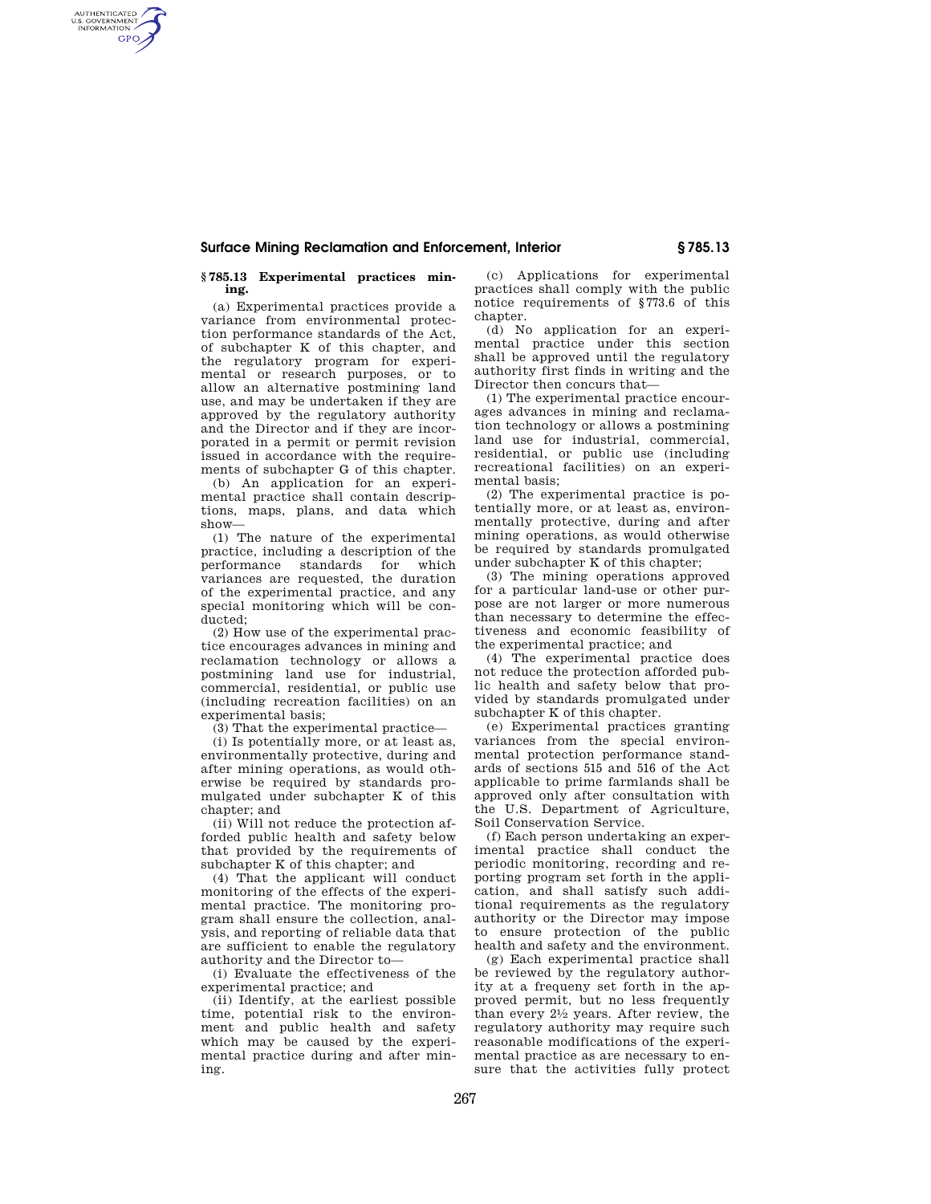## § 785.13 Experimental practices mining.

(a) Experimental practices provide a variance from environmental protection performance standards of the Act, of subchapter K of this chapter, and the regulatory program for experimental or research purposes, or to allow an alternative postmining land use, and may be undertaken if they are approved by the regulatory authority and the Director and if they are incorporated in a permit or permit revision issued in accordance with the requirements of subchapter G of this chapter.

(b) An application for an experimental practice shall contain descriptions, maps, plans, and data which show—

(1) The nature of the experimental practice, including a description of the performance standards for which variances are requested, the duration of the experimental practice, and any special monitoring which will be conducted;

(2) How use of the experimental practice encourages advances in mining and reclamation technology or allows a postmining land use for industrial, commercial, residential, or public use (including recreation facilities) on an experimental basis;

(3) That the experimental practice—

(i) Is potentially more, or at least as, environmentally protective, during and after mining operations, as would otherwise be required by standards promulgated under subchapter K of this chapter; and

(ii) Will not reduce the protection afforded public health and safety below that provided by the requirements of subchapter K of this chapter; and

(4) That the applicant will conduct monitoring of the effects of the experimental practice. The monitoring program shall ensure the collection, analysis, and reporting of reliable data that are sufficient to enable the regulatory authority and the Director to—

(i) Evaluate the effectiveness of the experimental practice; and

(ii) Identify, at the earliest possible time, potential risk to the environment and public health and safety which may be caused by the experimental practice during and after mining.

(c) Applications for experimental practices shall comply with the public notice requirements of §773.6 of this chapter.

(d) No application for an experimental practice under this section shall be approved until the regulatory authority first finds in writing and the Director then concurs that—

(1) The experimental practice encourages advances in mining and reclamation technology or allows a postmining land use for industrial, commercial, residential, or public use (including recreational facilities) on an experimental basis;

(2) The experimental practice is potentially more, or at least as, environmentally protective, during and after mining operations, as would otherwise be required by standards promulgated under subchapter K of this chapter;

(3) The mining operations approved for a particular land-use or other purpose are not larger or more numerous than necessary to determine the effectiveness and economic feasibility of the experimental practice; and

(4) The experimental practice does not reduce the protection afforded public health and safety below that provided by standards promulgated under subchapter K of this chapter.

(e) Experimental practices granting variances from the special environmental protection performance standards of sections 515 and 516 of the Act applicable to prime farmlands shall be approved only after consultation with the U.S. Department of Agriculture, Soil Conservation Service.

(f) Each person undertaking an experimental practice shall conduct the periodic monitoring, recording and reporting program set forth in the application, and shall satisfy such additional requirements as the regulatory authority or the Director may impose to ensure protection of the public health and safety and the environment.

(g) Each experimental practice shall be reviewed by the regulatory authority at a frequeny set forth in the approved permit, but no less frequently than every 2½ years. After review, the regulatory authority may require such reasonable modifications of the experimental practice as are necessary to ensure that the activities fully protect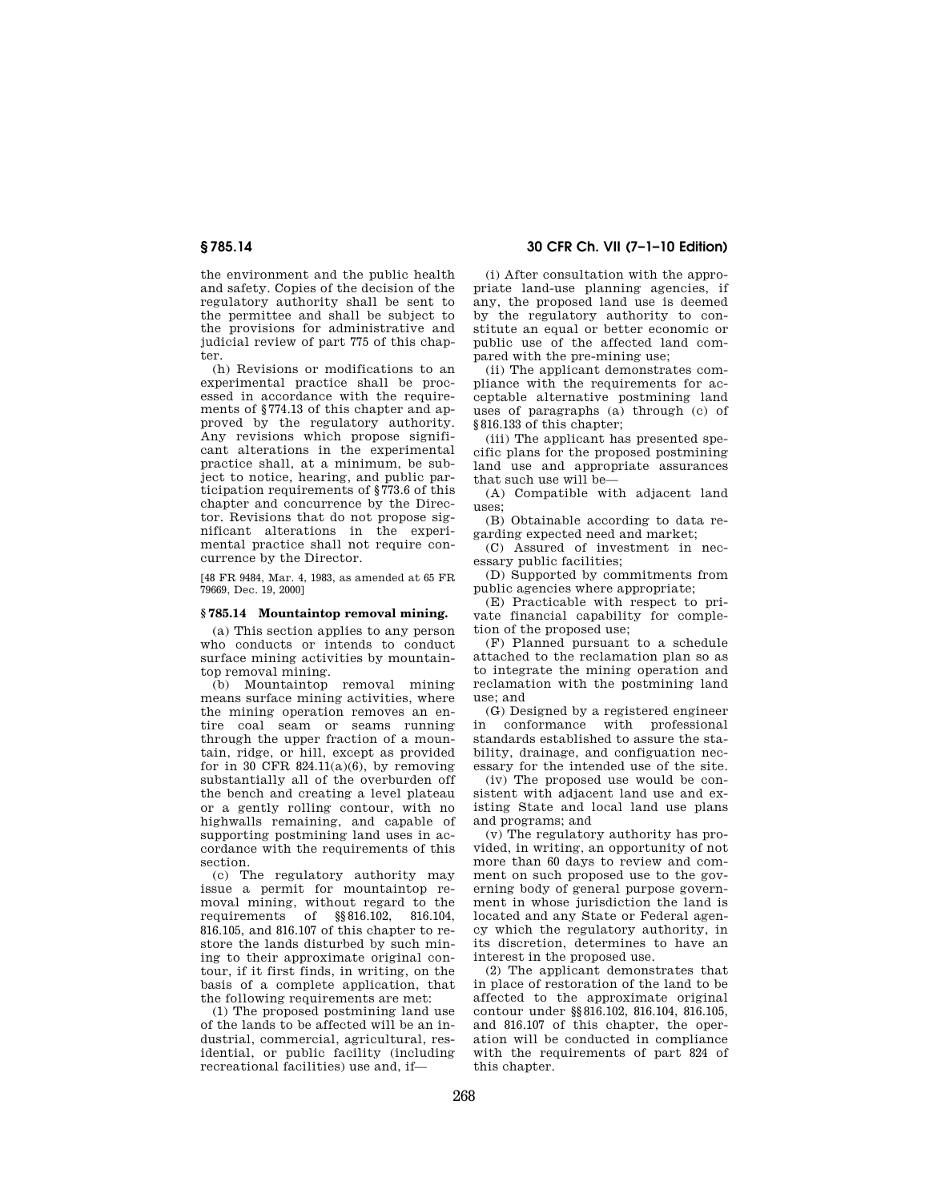the environment and the public health and safety. Copies of the decision of the regulatory authority shall be sent to the permittee and shall be subject to the provisions for administrative and judicial review of part 775 of this chapter.

(h) Revisions or modifications to an experimental practice shall be processed in accordance with the requirements of §774.13 of this chapter and approved by the regulatory authority. Any revisions which propose significant alterations in the experimental practice shall, at a minimum, be subject to notice, hearing, and public participation requirements of §773.6 of this chapter and concurrence by the Director. Revisions that do not propose significant alterations in the experimental practice shall not require concurrence by the Director.

[48 FR 9484, Mar. 4, 1983, as amended at 65 FR 79669, Dec. 19, 2000]

### §785.14 Mountaintop removal mining.

(a) This section applies to any person who conducts or intends to conduct surface mining activities by mountaintop removal mining.

(b) Mountaintop removal mining means surface mining activities, where the mining operation removes an entire coal seam or seams running through the upper fraction of a mountain, ridge, or hill, except as provided for in 30 CFR 824.11(a)(6), by removing substantially all of the overburden off the bench and creating a level plateau or a gently rolling contour, with no highwalls remaining, and capable of supporting postmining land uses in accordance with the requirements of this section.

(c) The regulatory authority may issue a permit for mountaintop removal mining, without regard to the requirements of §§816.102, 816.104, 816.105, and 816.107 of this chapter to restore the lands disturbed by such mining to their approximate original contour, if it first finds, in writing, on the basis of a complete application, that the following requirements are met:

(1) The proposed postmining land use of the lands to be affected will be an industrial, commercial, agricultural, residential, or public facility (including recreational facilities) use and, if—

(i) After consultation with the appropriate land-use planning agencies, if any, the proposed land use is deemed by the regulatory authority to constitute an equal or better economic or public use of the affected land compared with the pre-mining use;

(ii) The applicant demonstrates compliance with the requirements for acceptable alternative postmining land uses of paragraphs (a) through (c) of §816.133 of this chapter;

(iii) The applicant has presented specific plans for the proposed postmining land use and appropriate assurances that such use will be—

(A) Compatible with adjacent land uses;

(B) Obtainable according to data regarding expected need and market;

(C) Assured of investment in necessary public facilities;

(D) Supported by commitments from public agencies where appropriate;

(E) Practicable with respect to private financial capability for completion of the proposed use;

(F) Planned pursuant to a schedule attached to the reclamation plan so as to integrate the mining operation and reclamation with the postmining land use; and

(G) Designed by a registered engineer in conformance with professional standards established to assure the stability, drainage, and configuation necessary for the intended use of the site.

(iv) The proposed use would be consistent with adjacent land use and existing State and local land use plans and programs; and

(v) The regulatory authority has provided, in writing, an opportunity of not more than 60 days to review and comment on such proposed use to the governing body of general purpose government in whose jurisdiction the land is located and any State or Federal agency which the regulatory authority, in its discretion, determines to have an interest in the proposed use.

(2) The applicant demonstrates that in place of restoration of the land to be affected to the approximate original contour under §§816.102, 816.104, 816.105, and 816.107 of this chapter, the operation will be conducted in compliance with the requirements of part 824 of this chapter.